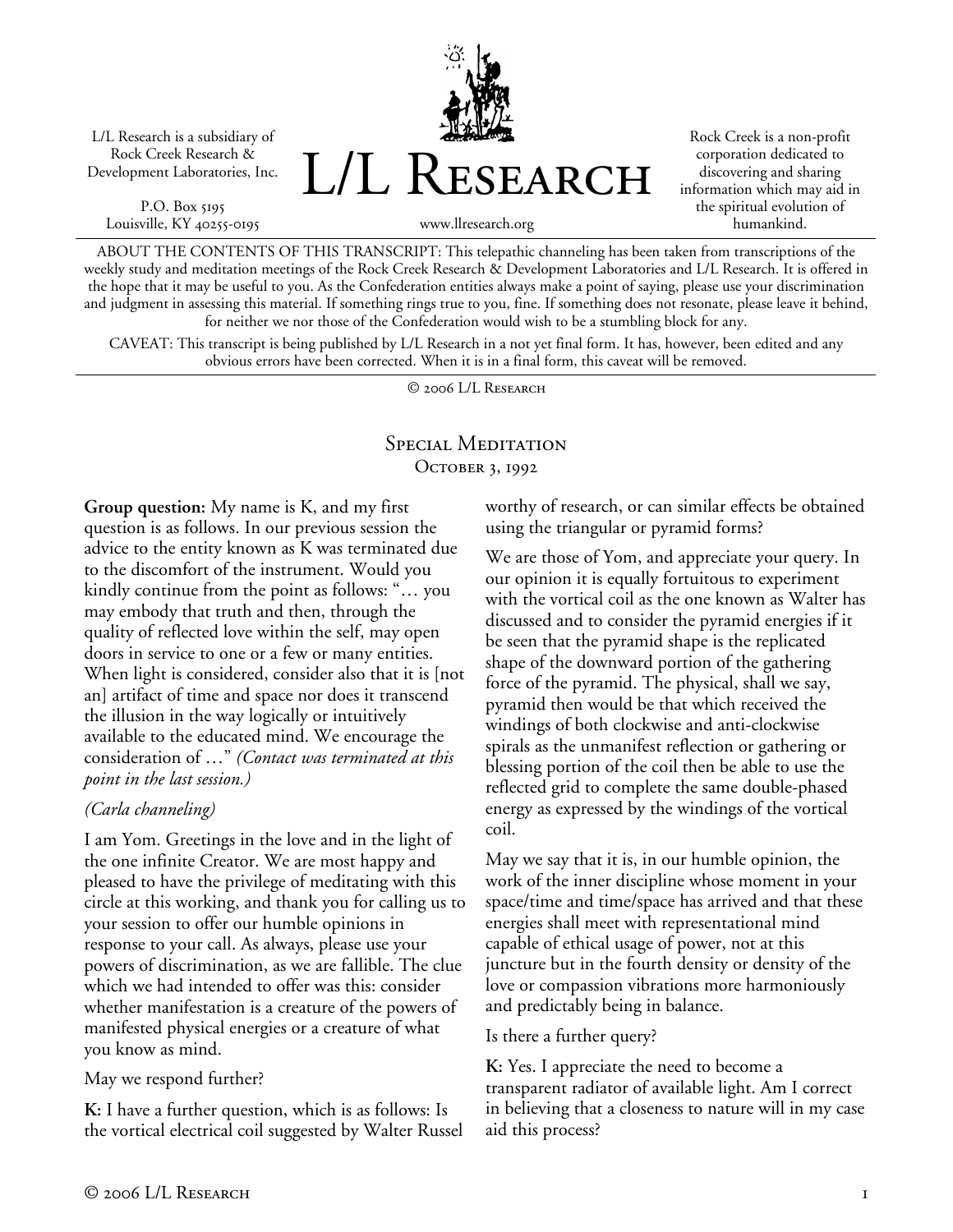L/L Research is a subsidiary of Rock Creek Research & Development Laboratories, Inc.

P.O. Box 5195
Louisville, KY 40255-0195

# L/L Research

www.llresearch.org

Rock Creek is a non-profit corporation dedicated to discovering and sharing information which may aid in the spiritual evolution of humankind.

ABOUT THE CONTENTS OF THIS TRANSCRIPT: This telepathic channeling has been taken from transcriptions of the weekly study and meditation meetings of the Rock Creek Research & Development Laboratories and L/L Research. It is offered in the hope that it may be useful to you. As the Confederation entities always make a point of saying, please use your discrimination and judgment in assessing this material. If something rings true to you, fine. If something does not resonate, please leave it behind, for neither we nor those of the Confederation would wish to be a stumbling block for any.

CAVEAT: This transcript is being published by L/L Research in a not yet final form. It has, however, been edited and any obvious errors have been corrected. When it is in a final form, this caveat will be removed.

© 2006 L/L Research

## Special Meditation
### October 3, 1992

**Group question:** My name is K, and my first question is as follows. In our previous session the advice to the entity known as K was terminated due to the discomfort of the instrument. Would you kindly continue from the point as follows: "… you may embody that truth and then, through the quality of reflected love within the self, may open doors in service to one or a few or many entities. When light is considered, consider also that it is [not an] artifact of time and space nor does it transcend the illusion in the way logically or intuitively available to the educated mind. We encourage the consideration of …" *(Contact was terminated at this point in the last session.)*

*(Carla channeling)*

I am Yom. Greetings in the love and in the light of the one infinite Creator. We are most happy and pleased to have the privilege of meditating with this circle at this working, and thank you for calling us to your session to offer our humble opinions in response to your call. As always, please use your powers of discrimination, as we are fallible. The clue which we had intended to offer was this: consider whether manifestation is a creature of the powers of manifested physical energies or a creature of what you know as mind.

May we respond further?

**K:** I have a further question, which is as follows: Is the vortical electrical coil suggested by Walter Russel worthy of research, or can similar effects be obtained using the triangular or pyramid forms?

We are those of Yom, and appreciate your query. In our opinion it is equally fortuitous to experiment with the vortical coil as the one known as Walter has discussed and to consider the pyramid energies if it be seen that the pyramid shape is the replicated shape of the downward portion of the gathering force of the pyramid. The physical, shall we say, pyramid then would be that which received the windings of both clockwise and anti-clockwise spirals as the unmanifest reflection or gathering or blessing portion of the coil then be able to use the reflected grid to complete the same double-phased energy as expressed by the windings of the vortical coil.

May we say that it is, in our humble opinion, the work of the inner discipline whose moment in your space/time and time/space has arrived and that these energies shall meet with representational mind capable of ethical usage of power, not at this juncture but in the fourth density or density of the love or compassion vibrations more harmoniously and predictably being in balance.

Is there a further query?

**K:** Yes. I appreciate the need to become a transparent radiator of available light. Am I correct in believing that a closeness to nature will in my case aid this process?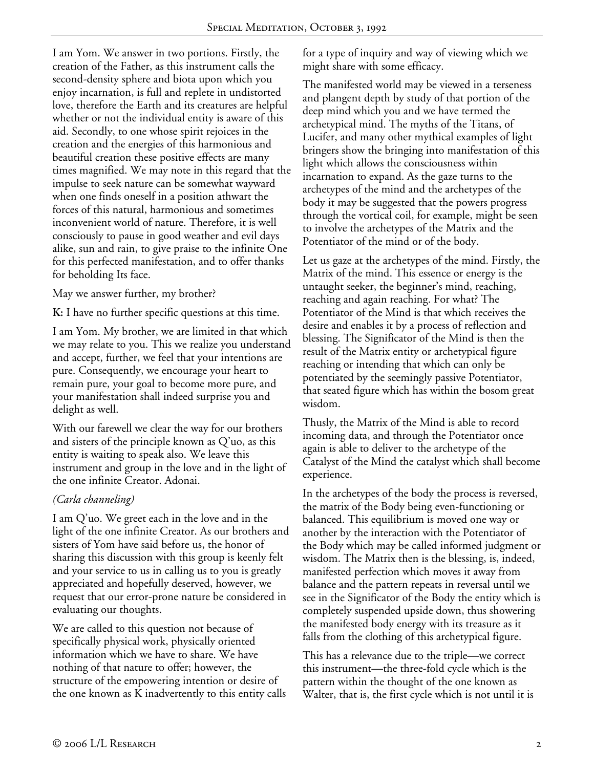I am Yom. We answer in two portions. Firstly, the creation of the Father, as this instrument calls the second-density sphere and biota upon which you enjoy incarnation, is full and replete in undistorted love, therefore the Earth and its creatures are helpful whether or not the individual entity is aware of this aid. Secondly, to one whose spirit rejoices in the creation and the energies of this harmonious and beautiful creation these positive effects are many times magnified. We may note in this regard that the impulse to seek nature can be somewhat wayward when one finds oneself in a position athwart the forces of this natural, harmonious and sometimes inconvenient world of nature. Therefore, it is well consciously to pause in good weather and evil days alike, sun and rain, to give praise to the infinite One for this perfected manifestation, and to offer thanks for beholding Its face.

May we answer further, my brother?

**K:** I have no further specific questions at this time.

I am Yom. My brother, we are limited in that which we may relate to you. This we realize you understand and accept, further, we feel that your intentions are pure. Consequently, we encourage your heart to remain pure, your goal to become more pure, and your manifestation shall indeed surprise you and delight as well.

With our farewell we clear the way for our brothers and sisters of the principle known as Q'uo, as this entity is waiting to speak also. We leave this instrument and group in the love and in the light of the one infinite Creator. Adonai.

*(Carla channeling)*

I am Q'uo. We greet each in the love and in the light of the one infinite Creator. As our brothers and sisters of Yom have said before us, the honor of sharing this discussion with this group is keenly felt and your service to us in calling us to you is greatly appreciated and hopefully deserved, however, we request that our error-prone nature be considered in evaluating our thoughts.

We are called to this question not because of specifically physical work, physically oriented information which we have to share. We have nothing of that nature to offer; however, the structure of the empowering intention or desire of the one known as K inadvertently to this entity calls for a type of inquiry and way of viewing which we might share with some efficacy.

The manifested world may be viewed in a terseness and plangent depth by study of that portion of the deep mind which you and we have termed the archetypical mind. The myths of the Titans, of Lucifer, and many other mythical examples of light bringers show the bringing into manifestation of this light which allows the consciousness within incarnation to expand. As the gaze turns to the archetypes of the mind and the archetypes of the body it may be suggested that the powers progress through the vortical coil, for example, might be seen to involve the archetypes of the Matrix and the Potentiator of the mind or of the body.

Let us gaze at the archetypes of the mind. Firstly, the Matrix of the mind. This essence or energy is the untaught seeker, the beginner's mind, reaching, reaching and again reaching. For what? The Potentiator of the Mind is that which receives the desire and enables it by a process of reflection and blessing. The Significator of the Mind is then the result of the Matrix entity or archetypical figure reaching or intending that which can only be potentiated by the seemingly passive Potentiator, that seated figure which has within the bosom great wisdom.

Thusly, the Matrix of the Mind is able to record incoming data, and through the Potentiator once again is able to deliver to the archetype of the Catalyst of the Mind the catalyst which shall become experience.

In the archetypes of the body the process is reversed, the matrix of the Body being even-functioning or balanced. This equilibrium is moved one way or another by the interaction with the Potentiator of the Body which may be called informed judgment or wisdom. The Matrix then is the blessing, is, indeed, manifested perfection which moves it away from balance and the pattern repeats in reversal until we see in the Significator of the Body the entity which is completely suspended upside down, thus showering the manifested body energy with its treasure as it falls from the clothing of this archetypical figure.

This has a relevance due to the triple—we correct this instrument—the three-fold cycle which is the pattern within the thought of the one known as Walter, that is, the first cycle which is not until it is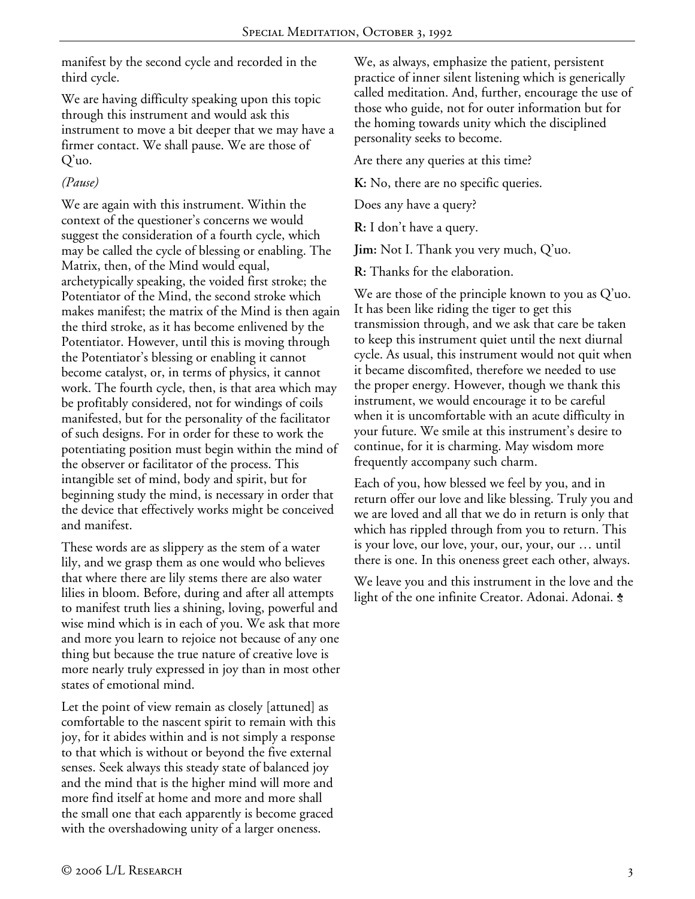manifest by the second cycle and recorded in the third cycle.

We are having difficulty speaking upon this topic through this instrument and would ask this instrument to move a bit deeper that we may have a firmer contact. We shall pause. We are those of Q'uo.

*(Pause)*

We are again with this instrument. Within the context of the questioner's concerns we would suggest the consideration of a fourth cycle, which may be called the cycle of blessing or enabling. The Matrix, then, of the Mind would equal, archetypically speaking, the voided first stroke; the Potentiator of the Mind, the second stroke which makes manifest; the matrix of the Mind is then again the third stroke, as it has become enlivened by the Potentiator. However, until this is moving through the Potentiator's blessing or enabling it cannot become catalyst, or, in terms of physics, it cannot work. The fourth cycle, then, is that area which may be profitably considered, not for windings of coils manifested, but for the personality of the facilitator of such designs. For in order for these to work the potentiating position must begin within the mind of the observer or facilitator of the process. This intangible set of mind, body and spirit, but for beginning study the mind, is necessary in order that the device that effectively works might be conceived and manifest.

These words are as slippery as the stem of a water lily, and we grasp them as one would who believes that where there are lily stems there are also water lilies in bloom. Before, during and after all attempts to manifest truth lies a shining, loving, powerful and wise mind which is in each of you. We ask that more and more you learn to rejoice not because of any one thing but because the true nature of creative love is more nearly truly expressed in joy than in most other states of emotional mind.

Let the point of view remain as closely [attuned] as comfortable to the nascent spirit to remain with this joy, for it abides within and is not simply a response to that which is without or beyond the five external senses. Seek always this steady state of balanced joy and the mind that is the higher mind will more and more find itself at home and more and more shall the small one that each apparently is become graced with the overshadowing unity of a larger oneness.

We, as always, emphasize the patient, persistent practice of inner silent listening which is generically called meditation. And, further, encourage the use of those who guide, not for outer information but for the homing towards unity which the disciplined personality seeks to become.

Are there any queries at this time?

**K:** No, there are no specific queries.

Does any have a query?

**R:** I don't have a query.

**Jim:** Not I. Thank you very much, Q'uo.

**R:** Thanks for the elaboration.

We are those of the principle known to you as Q'uo. It has been like riding the tiger to get this transmission through, and we ask that care be taken to keep this instrument quiet until the next diurnal cycle. As usual, this instrument would not quit when it became discomfited, therefore we needed to use the proper energy. However, though we thank this instrument, we would encourage it to be careful when it is uncomfortable with an acute difficulty in your future. We smile at this instrument's desire to continue, for it is charming. May wisdom more frequently accompany such charm.

Each of you, how blessed we feel by you, and in return offer our love and like blessing. Truly you and we are loved and all that we do in return is only that which has rippled through from you to return. This is your love, our love, your, our, your, our … until there is one. In this oneness greet each other, always.

We leave you and this instrument in the love and the light of the one infinite Creator. Adonai. Adonai.